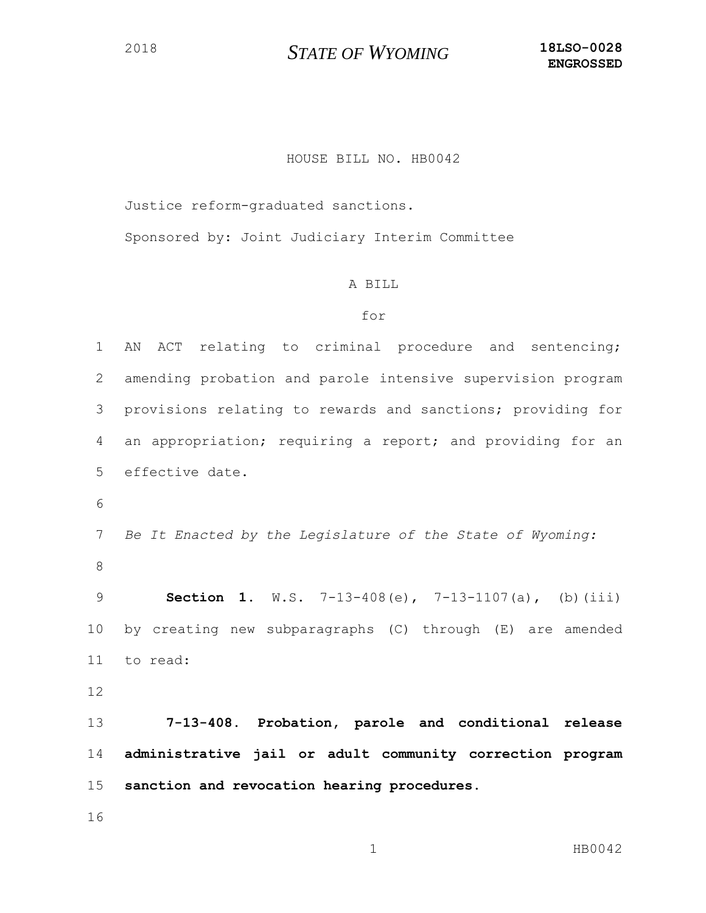2018 **STATE OF WYOMING** **18LSO-0028**
**ENGROSSED**

HOUSE BILL NO. HB0042

Justice reform-graduated sanctions.

Sponsored by: Joint Judiciary Interim Committee

A BILL

for

AN ACT relating to criminal procedure and sentencing; amending probation and parole intensive supervision program provisions relating to rewards and sanctions; providing for an appropriation; requiring a report; and providing for an effective date.

*Be It Enacted by the Legislature of the State of Wyoming:*

**Section 1.** W.S. 7-13-408(e), 7-13-1107(a), (b)(iii) by creating new subparagraphs (C) through (E) are amended to read:

**7-13-408. Probation, parole and conditional release administrative jail or adult community correction program sanction and revocation hearing procedures.**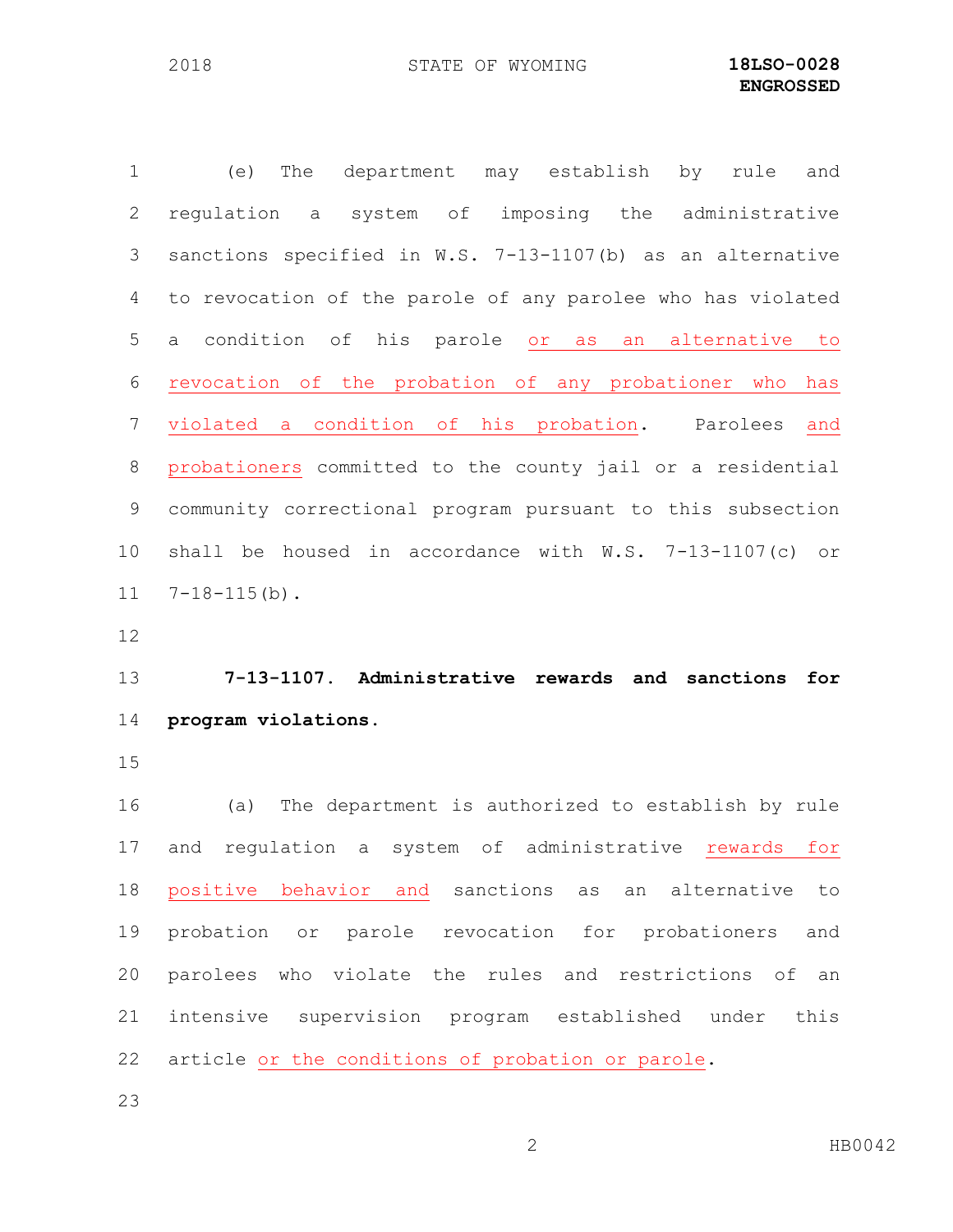(e) The department may establish by rule and regulation a system of imposing the administrative sanctions specified in W.S. 7-13-1107(b) as an alternative to revocation of the parole of any parolee who has violated a condition of his parole or as an alternative to revocation of the probation of any probationer who has violated a condition of his probation. Parolees and probationers committed to the county jail or a residential community correctional program pursuant to this subsection shall be housed in accordance with W.S. 7-13-1107(c) or 7-18-115(b).

**7-13-1107. Administrative rewards and sanctions for program violations.**

(a) The department is authorized to establish by rule and regulation a system of administrative rewards for positive behavior and sanctions as an alternative to probation or parole revocation for probationers and parolees who violate the rules and restrictions of an intensive supervision program established under this article or the conditions of probation or parole.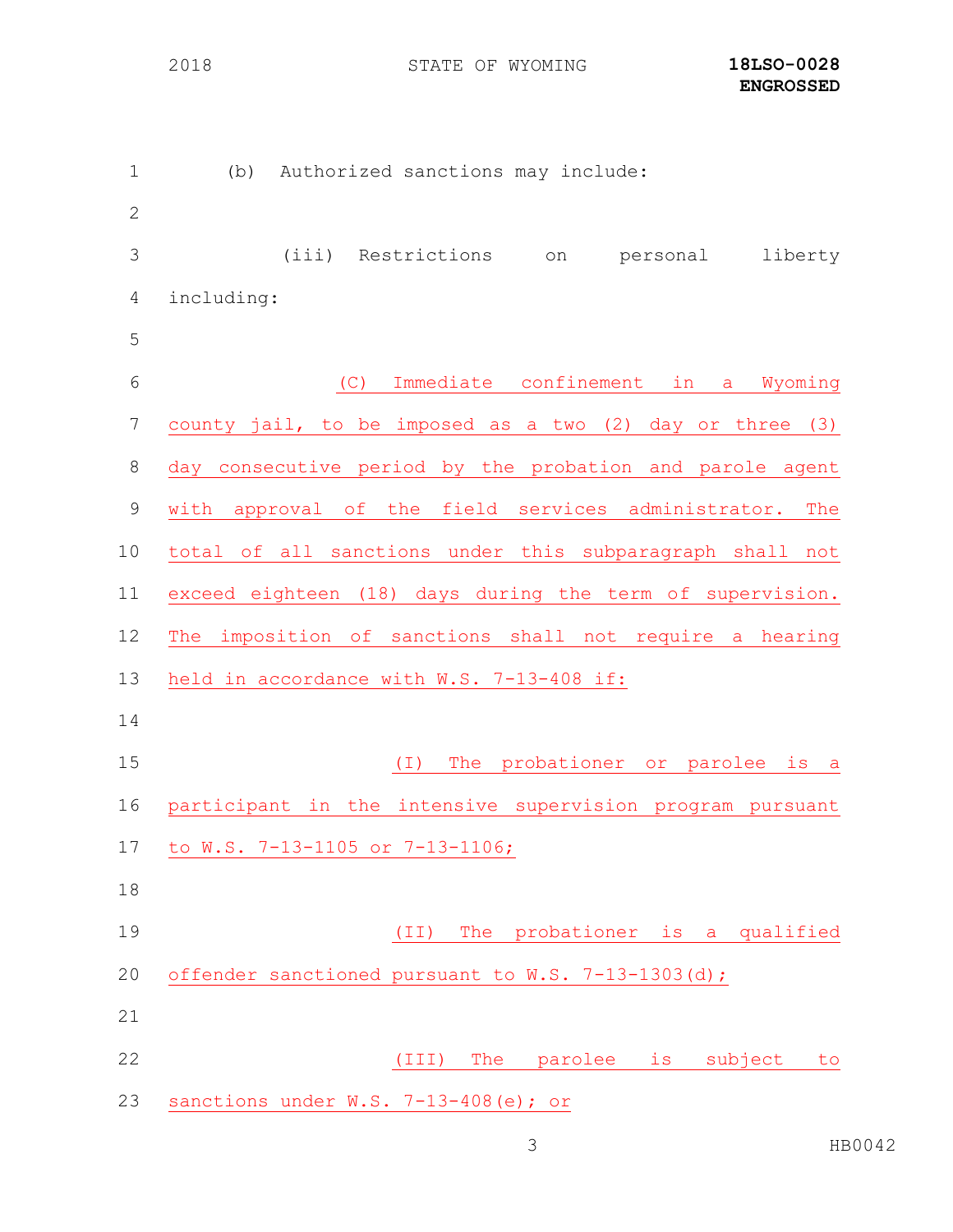(b) Authorized sanctions may include:

(iii) Restrictions on personal liberty including:

(C) Immediate confinement in a Wyoming county jail, to be imposed as a two (2) day or three (3) day consecutive period by the probation and parole agent with approval of the field services administrator. The total of all sanctions under this subparagraph shall not exceed eighteen (18) days during the term of supervision. The imposition of sanctions shall not require a hearing held in accordance with W.S. 7-13-408 if:

(I) The probationer or parolee is a participant in the intensive supervision program pursuant to W.S. 7-13-1105 or 7-13-1106;

(II) The probationer is a qualified offender sanctioned pursuant to W.S. 7-13-1303(d);

(III) The parolee is subject to sanctions under W.S. 7-13-408(e); or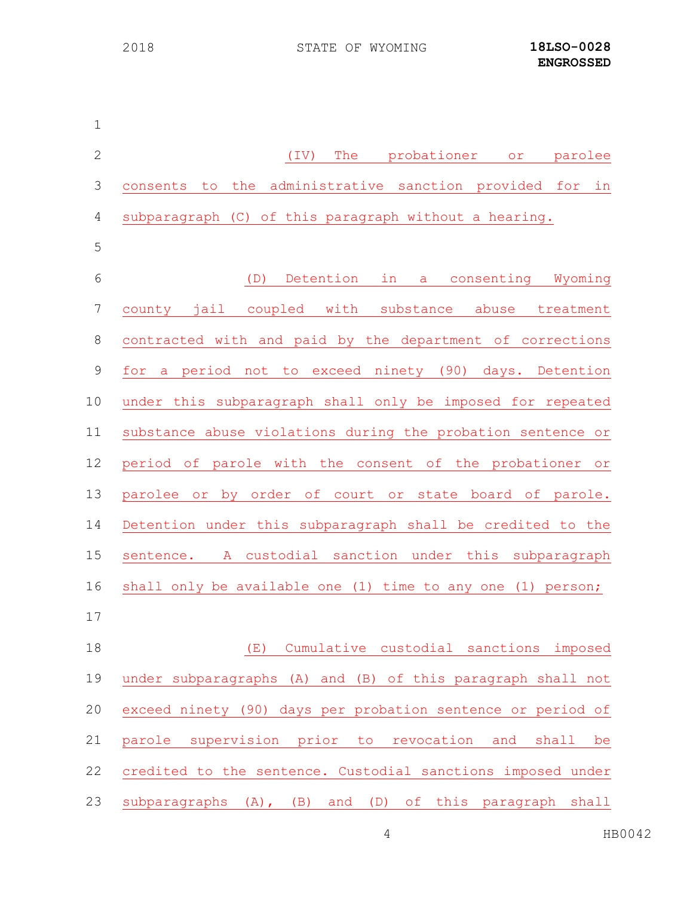(IV) The probationer or parolee consents to the administrative sanction provided for in subparagraph (C) of this paragraph without a hearing.

(D) Detention in a consenting Wyoming county jail coupled with substance abuse treatment contracted with and paid by the department of corrections for a period not to exceed ninety (90) days. Detention under this subparagraph shall only be imposed for repeated substance abuse violations during the probation sentence or period of parole with the consent of the probationer or parolee or by order of court or state board of parole. Detention under this subparagraph shall be credited to the sentence. A custodial sanction under this subparagraph shall only be available one (1) time to any one (1) person;

(E) Cumulative custodial sanctions imposed under subparagraphs (A) and (B) of this paragraph shall not exceed ninety (90) days per probation sentence or period of parole supervision prior to revocation and shall be credited to the sentence. Custodial sanctions imposed under subparagraphs (A), (B) and (D) of this paragraph shall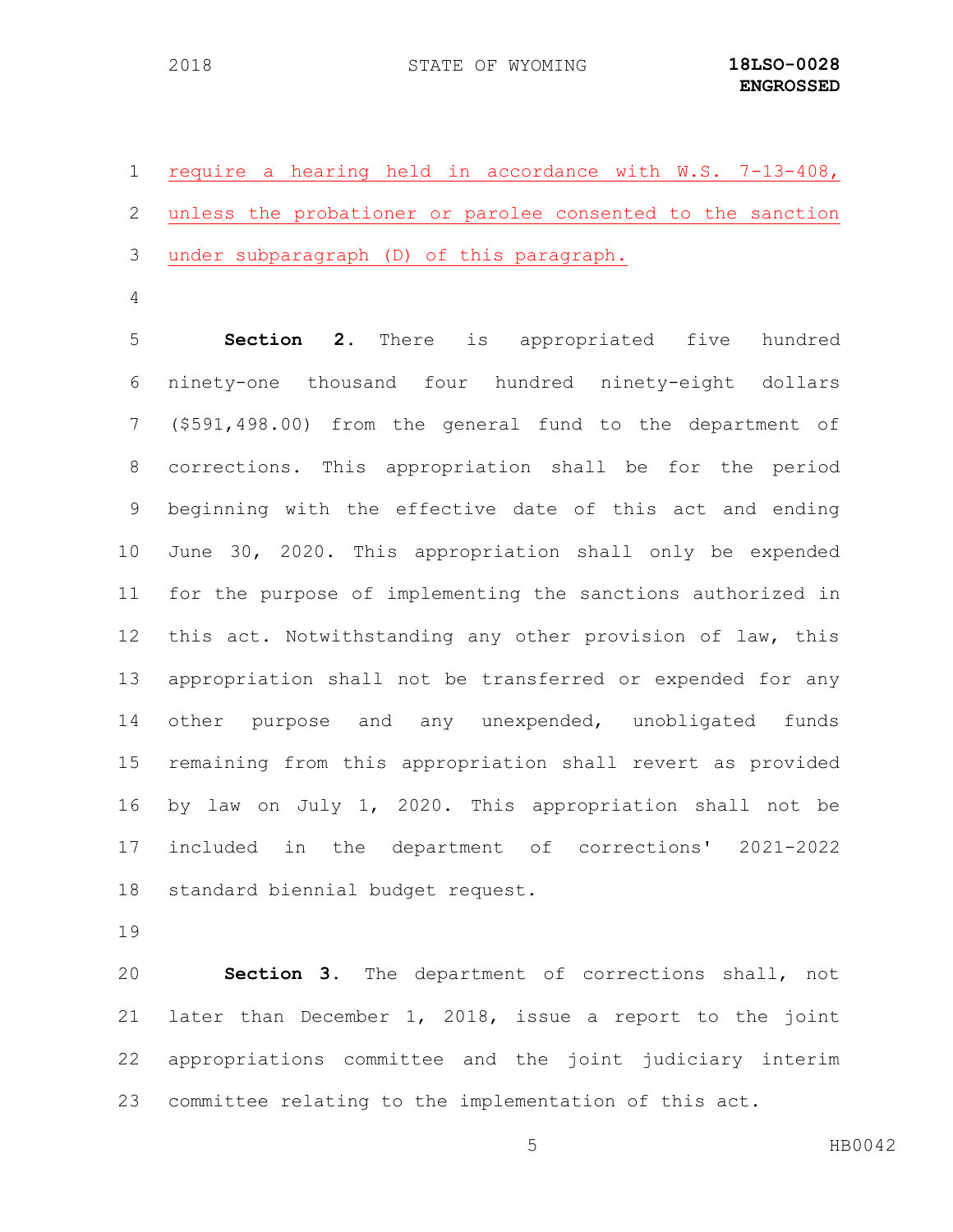require a hearing held in accordance with W.S. 7-13-408, unless the probationer or parolee consented to the sanction under subparagraph (D) of this paragraph.

**Section 2.** There is appropriated five hundred ninety-one thousand four hundred ninety-eight dollars ($591,498.00) from the general fund to the department of corrections. This appropriation shall be for the period beginning with the effective date of this act and ending June 30, 2020. This appropriation shall only be expended for the purpose of implementing the sanctions authorized in this act. Notwithstanding any other provision of law, this appropriation shall not be transferred or expended for any other purpose and any unexpended, unobligated funds remaining from this appropriation shall revert as provided by law on July 1, 2020. This appropriation shall not be included in the department of corrections' 2021-2022 standard biennial budget request.

**Section 3.** The department of corrections shall, not later than December 1, 2018, issue a report to the joint appropriations committee and the joint judiciary interim committee relating to the implementation of this act.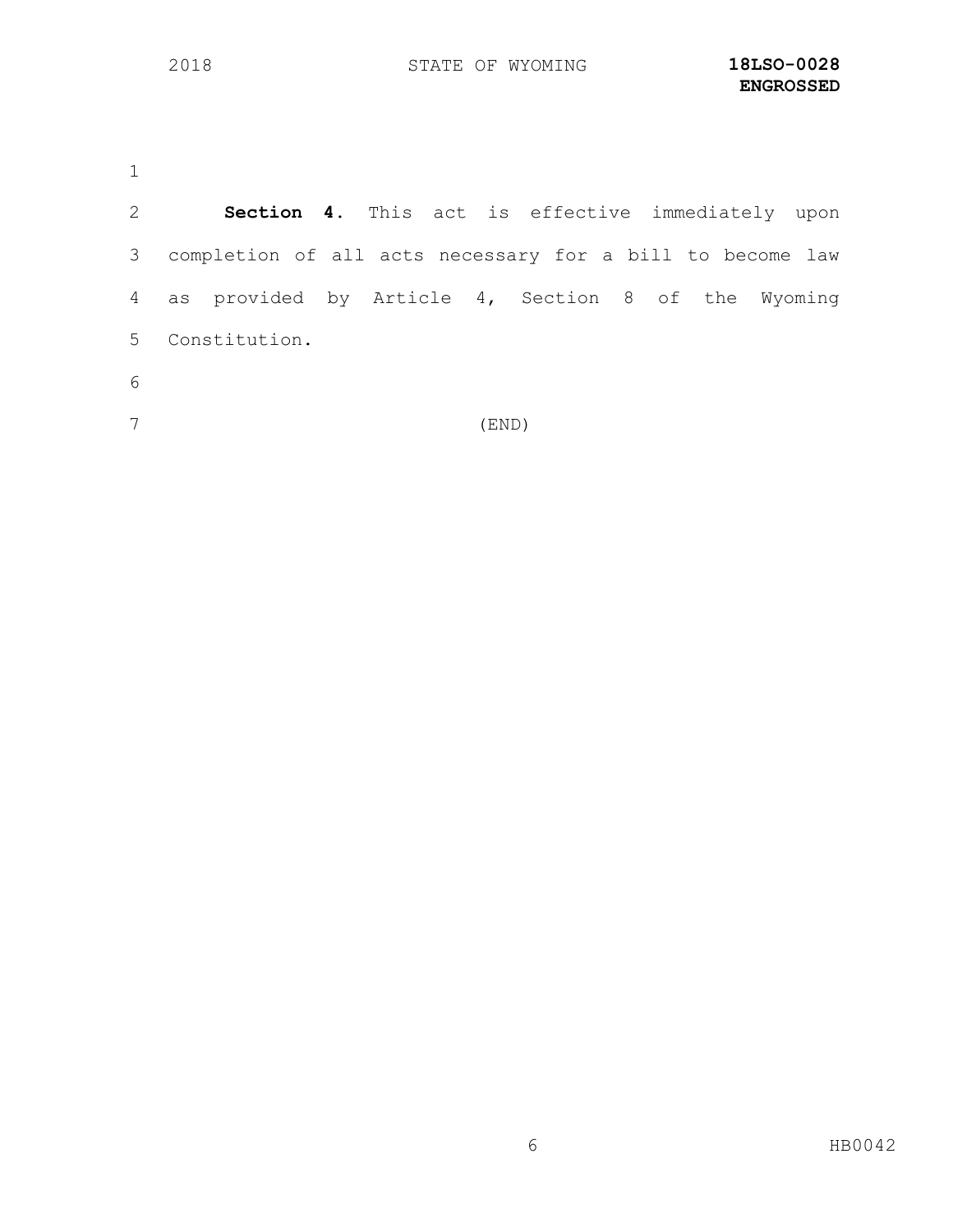**Section 4.** This act is effective immediately upon completion of all acts necessary for a bill to become law as provided by Article 4, Section 8 of the Wyoming Constitution.

(END)